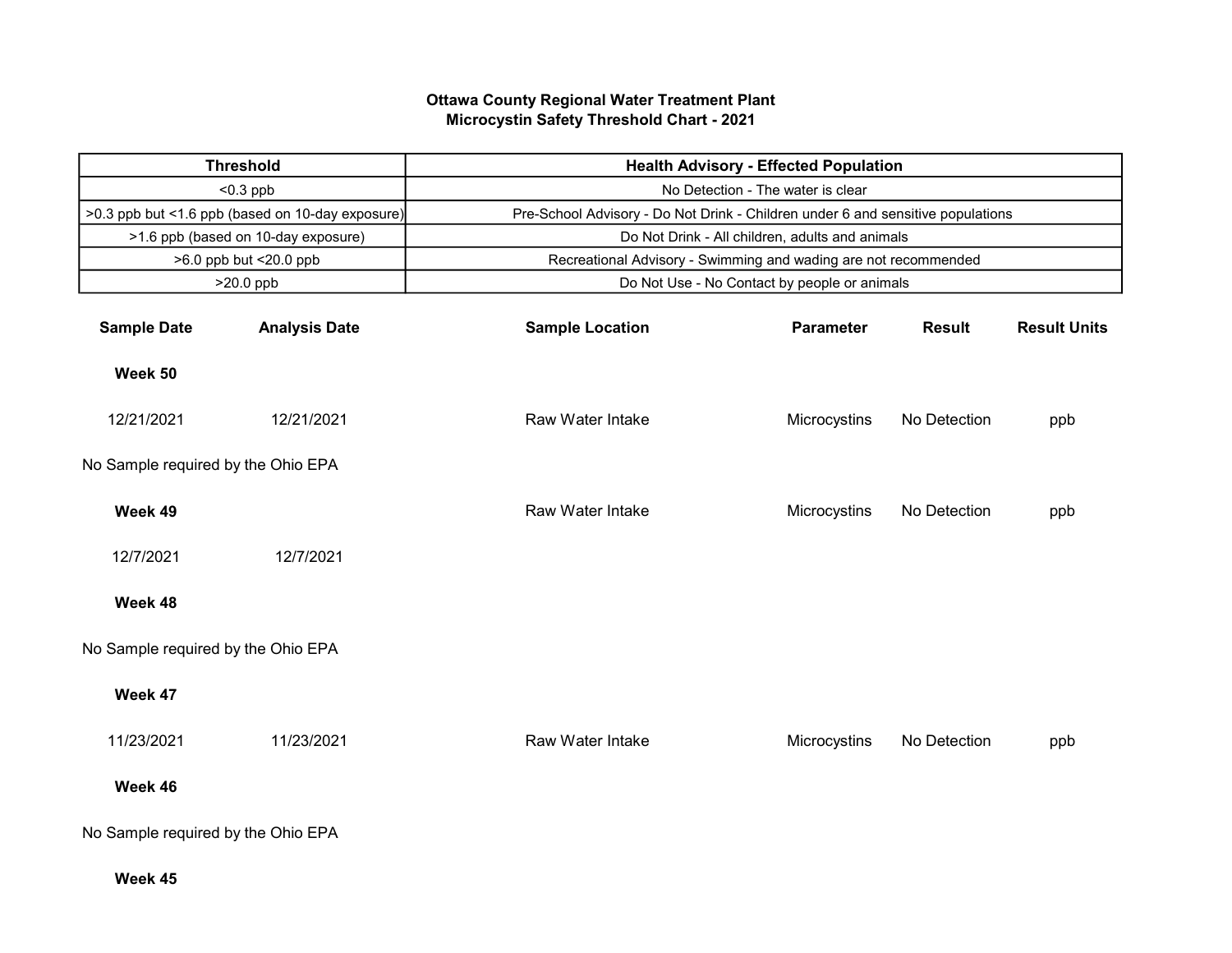**Ottawa County Regional Water Treatment Plant**
**Microcystin Safety Threshold Chart - 2021**

| Threshold | Health Advisory - Effected Population |
|---|---|
| <0.3 ppb | No Detection - The water is clear |
| >0.3 ppb but <1.6 ppb (based on 10-day exposure) | Pre-School Advisory - Do Not Drink - Children under 6 and sensitive populations |
| >1.6 ppb (based on 10-day exposure) | Do Not Drink - All children, adults and animals |
| >6.0 ppb but <20.0 ppb | Recreational Advisory - Swimming and wading are not recommended |
| >20.0 ppb | Do Not Use - No Contact by people or animals |

| Sample Date | Analysis Date | Sample Location | Parameter | Result | Result Units |
|---|---|---|---|---|---|
| **Week 50** | | | | | |
| 12/21/2021 | 12/21/2021 | Raw Water Intake | Microcystins | No Detection | ppb |
| No Sample required by the Ohio EPA | | | | | |
| **Week 49** | | Raw Water Intake | Microcystins | No Detection | ppb |
| 12/7/2021 | 12/7/2021 | | | | |
| **Week 48** | | | | | |
| No Sample required by the Ohio EPA | | | | | |
| **Week 47** | | | | | |
| 11/23/2021 | 11/23/2021 | Raw Water Intake | Microcystins | No Detection | ppb |
| **Week 46** | | | | | |
| No Sample required by the Ohio EPA | | | | | |
| **Week 45** | | | | | |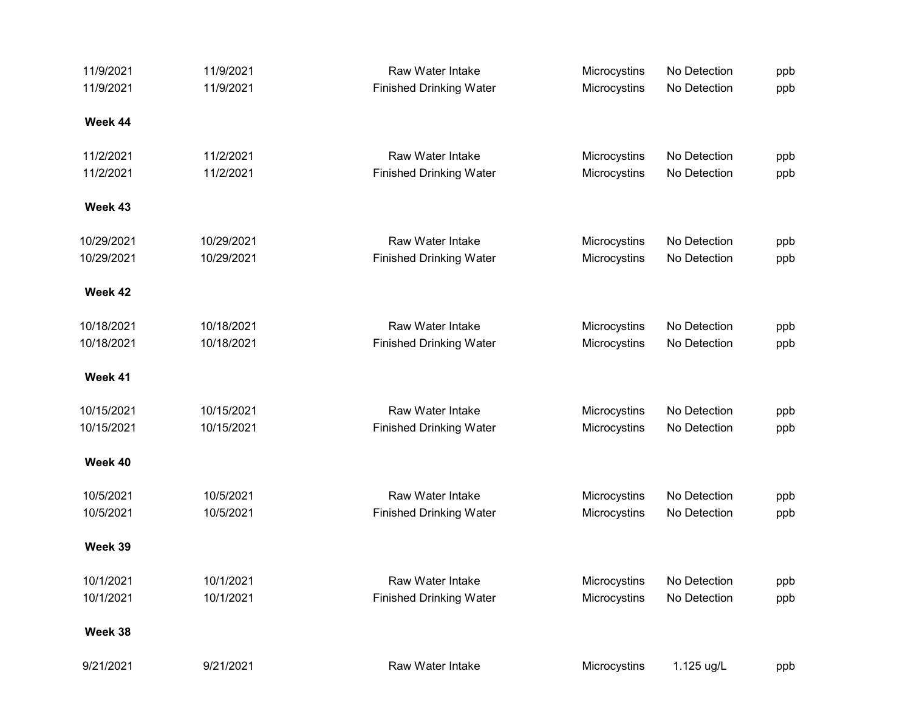| | | | | | |
|---|---|---|---|---|---|
| 11/9/2021 | 11/9/2021 | Raw Water Intake | Microcystins | No Detection | ppb |
| 11/9/2021 | 11/9/2021 | Finished Drinking Water | Microcystins | No Detection | ppb |

**Week 44**

| | | | | | |
|---|---|---|---|---|---|
| 11/2/2021 | 11/2/2021 | Raw Water Intake | Microcystins | No Detection | ppb |
| 11/2/2021 | 11/2/2021 | Finished Drinking Water | Microcystins | No Detection | ppb |

**Week 43**

| | | | | | |
|---|---|---|---|---|---|
| 10/29/2021 | 10/29/2021 | Raw Water Intake | Microcystins | No Detection | ppb |
| 10/29/2021 | 10/29/2021 | Finished Drinking Water | Microcystins | No Detection | ppb |

**Week 42**

| | | | | | |
|---|---|---|---|---|---|
| 10/18/2021 | 10/18/2021 | Raw Water Intake | Microcystins | No Detection | ppb |
| 10/18/2021 | 10/18/2021 | Finished Drinking Water | Microcystins | No Detection | ppb |

**Week 41**

| | | | | | |
|---|---|---|---|---|---|
| 10/15/2021 | 10/15/2021 | Raw Water Intake | Microcystins | No Detection | ppb |
| 10/15/2021 | 10/15/2021 | Finished Drinking Water | Microcystins | No Detection | ppb |

**Week 40**

| | | | | | |
|---|---|---|---|---|---|
| 10/5/2021 | 10/5/2021 | Raw Water Intake | Microcystins | No Detection | ppb |
| 10/5/2021 | 10/5/2021 | Finished Drinking Water | Microcystins | No Detection | ppb |

**Week 39**

| | | | | | |
|---|---|---|---|---|---|
| 10/1/2021 | 10/1/2021 | Raw Water Intake | Microcystins | No Detection | ppb |
| 10/1/2021 | 10/1/2021 | Finished Drinking Water | Microcystins | No Detection | ppb |

**Week 38**

| | | | | | |
|---|---|---|---|---|---|
| 9/21/2021 | 9/21/2021 | Raw Water Intake | Microcystins | 1.125 ug/L | ppb |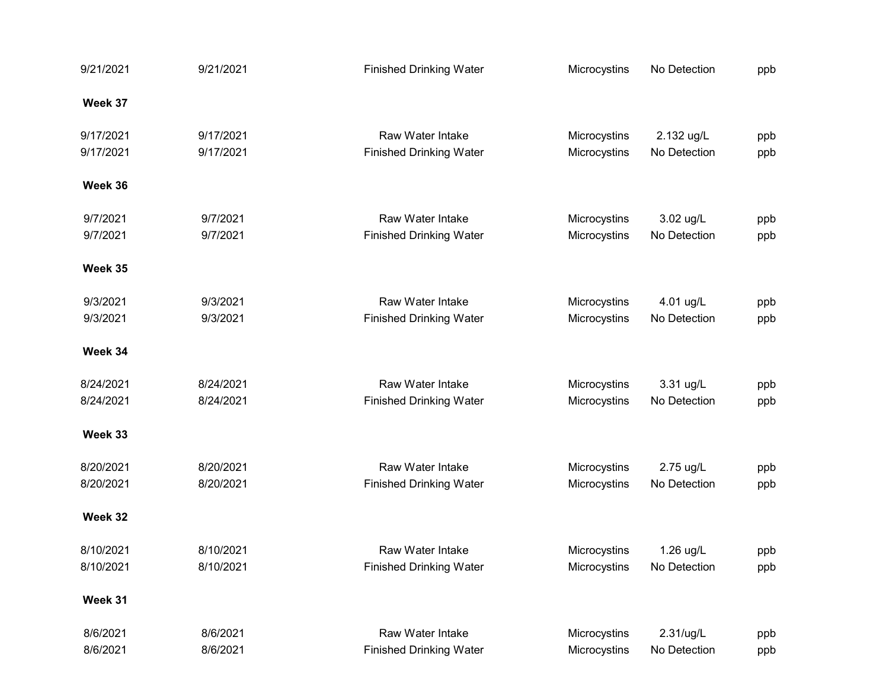| | | | | | |
|---|---|---|---|---|---|
| 9/21/2021 | 9/21/2021 | Finished Drinking Water | Microcystins | No Detection | ppb |
| **Week 37** | | | | | |
| 9/17/2021 | 9/17/2021 | Raw Water Intake | Microcystins | 2.132 ug/L | ppb |
| 9/17/2021 | 9/17/2021 | Finished Drinking Water | Microcystins | No Detection | ppb |
| **Week 36** | | | | | |
| 9/7/2021 | 9/7/2021 | Raw Water Intake | Microcystins | 3.02 ug/L | ppb |
| 9/7/2021 | 9/7/2021 | Finished Drinking Water | Microcystins | No Detection | ppb |
| **Week 35** | | | | | |
| 9/3/2021 | 9/3/2021 | Raw Water Intake | Microcystins | 4.01 ug/L | ppb |
| 9/3/2021 | 9/3/2021 | Finished Drinking Water | Microcystins | No Detection | ppb |
| **Week 34** | | | | | |
| 8/24/2021 | 8/24/2021 | Raw Water Intake | Microcystins | 3.31 ug/L | ppb |
| 8/24/2021 | 8/24/2021 | Finished Drinking Water | Microcystins | No Detection | ppb |
| **Week 33** | | | | | |
| 8/20/2021 | 8/20/2021 | Raw Water Intake | Microcystins | 2.75 ug/L | ppb |
| 8/20/2021 | 8/20/2021 | Finished Drinking Water | Microcystins | No Detection | ppb |
| **Week 32** | | | | | |
| 8/10/2021 | 8/10/2021 | Raw Water Intake | Microcystins | 1.26 ug/L | ppb |
| 8/10/2021 | 8/10/2021 | Finished Drinking Water | Microcystins | No Detection | ppb |
| **Week 31** | | | | | |
| 8/6/2021 | 8/6/2021 | Raw Water Intake | Microcystins | 2.31/ug/L | ppb |
| 8/6/2021 | 8/6/2021 | Finished Drinking Water | Microcystins | No Detection | ppb |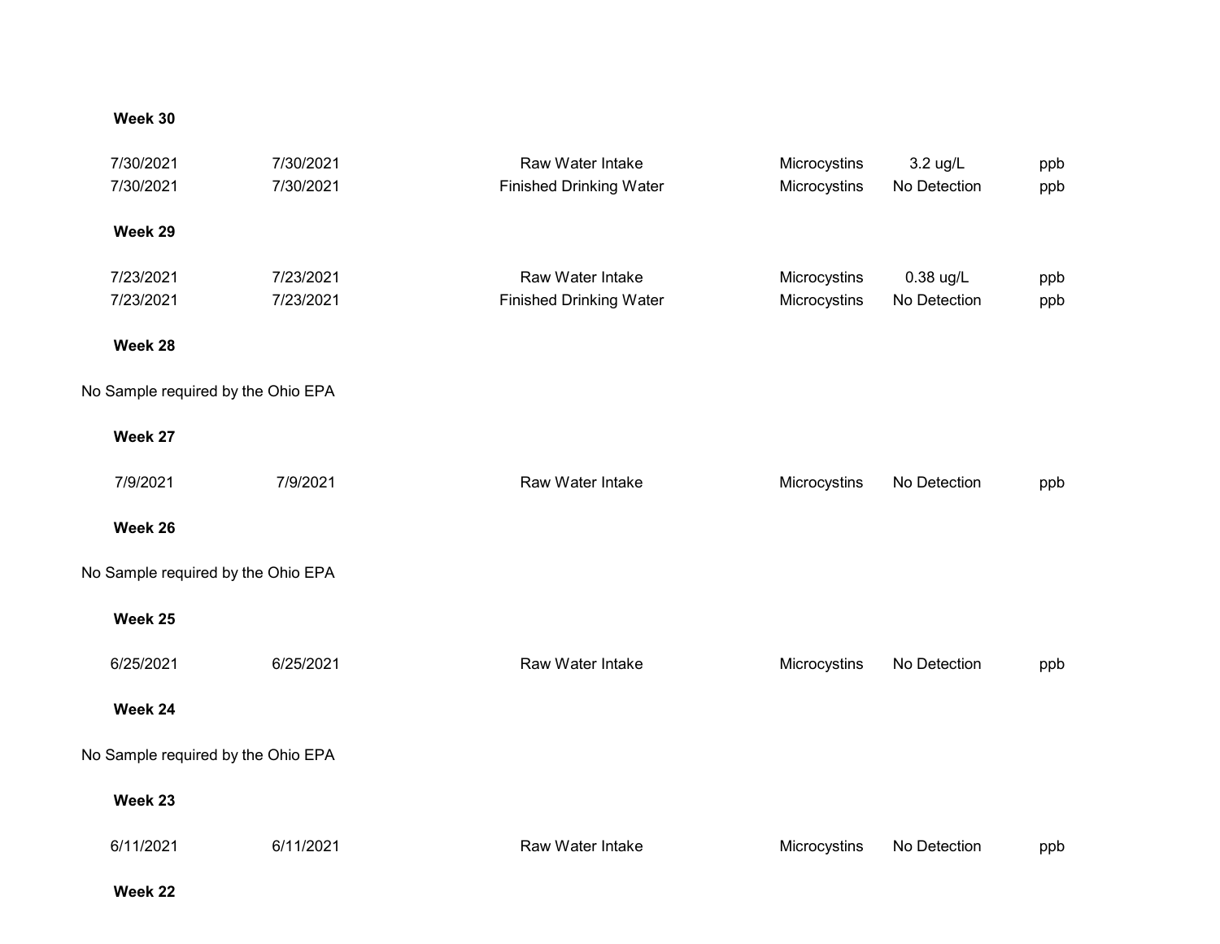**Week 30**

| | | | | | |
|---|---|---|---|---|---|
| 7/30/2021 | 7/30/2021 | Raw Water Intake | Microcystins | 3.2 ug/L | ppb |
| 7/30/2021 | 7/30/2021 | Finished Drinking Water | Microcystins | No Detection | ppb |

**Week 29**

| | | | | | |
|---|---|---|---|---|---|
| 7/23/2021 | 7/23/2021 | Raw Water Intake | Microcystins | 0.38 ug/L | ppb |
| 7/23/2021 | 7/23/2021 | Finished Drinking Water | Microcystins | No Detection | ppb |

**Week 28**

No Sample required by the Ohio EPA

**Week 27**

| | | | | | |
|---|---|---|---|---|---|
| 7/9/2021 | 7/9/2021 | Raw Water Intake | Microcystins | No Detection | ppb |

**Week 26**

No Sample required by the Ohio EPA

**Week 25**

| | | | | | |
|---|---|---|---|---|---|
| 6/25/2021 | 6/25/2021 | Raw Water Intake | Microcystins | No Detection | ppb |

**Week 24**

No Sample required by the Ohio EPA

**Week 23**

| | | | | | |
|---|---|---|---|---|---|
| 6/11/2021 | 6/11/2021 | Raw Water Intake | Microcystins | No Detection | ppb |

**Week 22**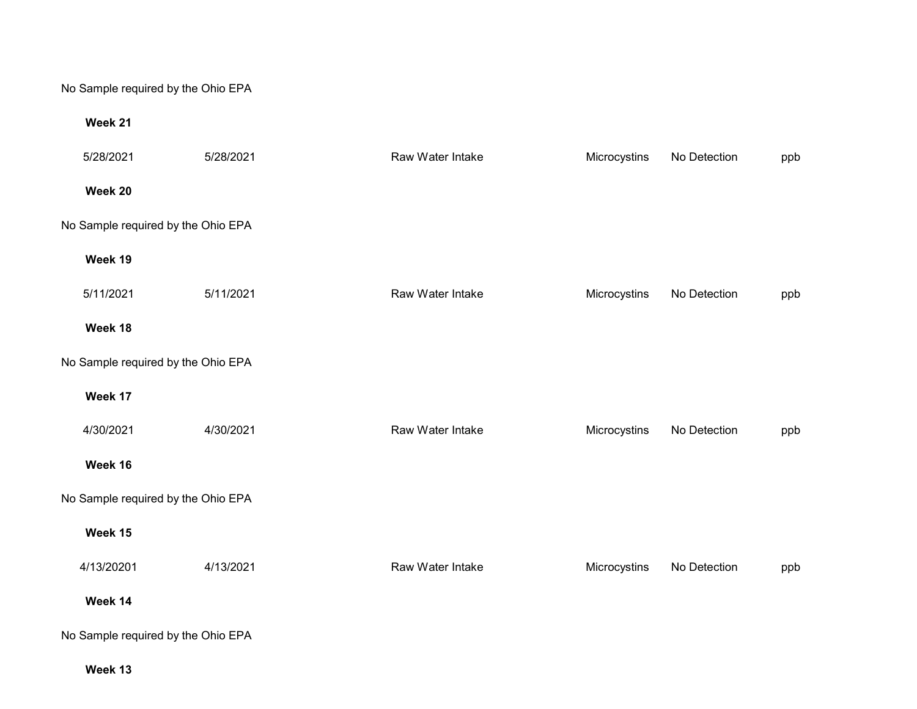No Sample required by the Ohio EPA

**Week 21**

| | | | | | |
|---|---|---|---|---|---|
| 5/28/2021 | 5/28/2021 | Raw Water Intake | Microcystins | No Detection | ppb |

**Week 20**

No Sample required by the Ohio EPA

**Week 19**

| | | | | | |
|---|---|---|---|---|---|
| 5/11/2021 | 5/11/2021 | Raw Water Intake | Microcystins | No Detection | ppb |

**Week 18**

No Sample required by the Ohio EPA

**Week 17**

| | | | | | |
|---|---|---|---|---|---|
| 4/30/2021 | 4/30/2021 | Raw Water Intake | Microcystins | No Detection | ppb |

**Week 16**

No Sample required by the Ohio EPA

**Week 15**

| | | | | | |
|---|---|---|---|---|---|
| 4/13/20201 | 4/13/2021 | Raw Water Intake | Microcystins | No Detection | ppb |

**Week 14**

No Sample required by the Ohio EPA

**Week 13**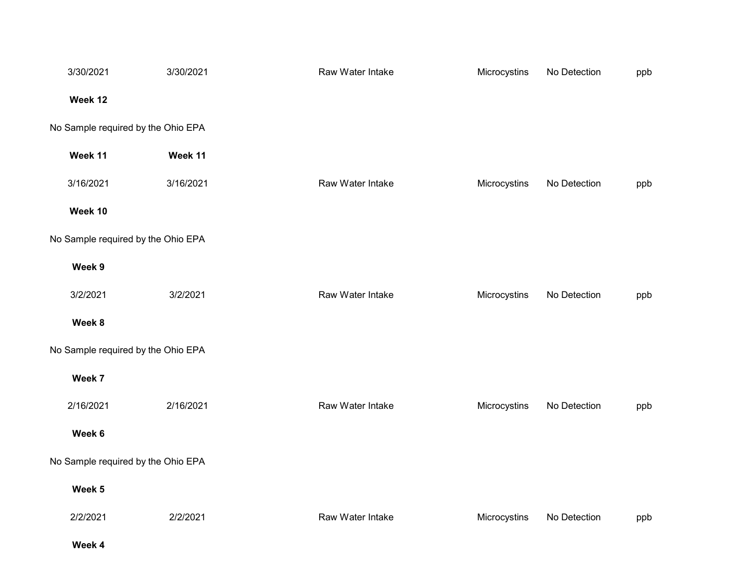| | | | | | |
|---|---|---|---|---|---|
| 3/30/2021 | 3/30/2021 | Raw Water Intake | Microcystins | No Detection | ppb |
| **Week 12** | | | | | |
| No Sample required by the Ohio EPA | | | | | |
| **Week 11** | **Week 11** | | | | |
| 3/16/2021 | 3/16/2021 | Raw Water Intake | Microcystins | No Detection | ppb |
| **Week 10** | | | | | |
| No Sample required by the Ohio EPA | | | | | |
| **Week 9** | | | | | |
| 3/2/2021 | 3/2/2021 | Raw Water Intake | Microcystins | No Detection | ppb |
| **Week 8** | | | | | |
| No Sample required by the Ohio EPA | | | | | |
| **Week 7** | | | | | |
| 2/16/2021 | 2/16/2021 | Raw Water Intake | Microcystins | No Detection | ppb |
| **Week 6** | | | | | |
| No Sample required by the Ohio EPA | | | | | |
| **Week 5** | | | | | |
| 2/2/2021 | 2/2/2021 | Raw Water Intake | Microcystins | No Detection | ppb |
| **Week 4** | | | | | |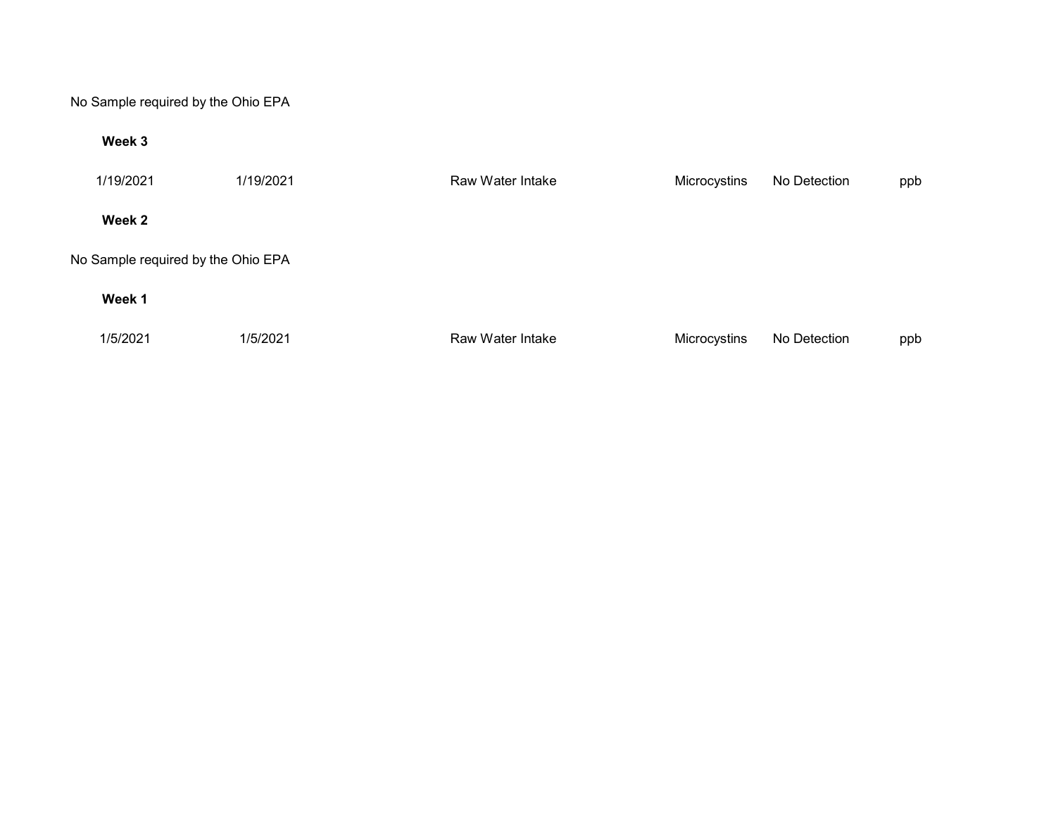No Sample required by the Ohio EPA

**Week 3**

| | | | | | |
|---|---|---|---|---|---|
| 1/19/2021 | 1/19/2021 | Raw Water Intake | Microcystins | No Detection | ppb |

**Week 2**

No Sample required by the Ohio EPA

**Week 1**

| | | | | | |
|---|---|---|---|---|---|
| 1/5/2021 | 1/5/2021 | Raw Water Intake | Microcystins | No Detection | ppb |